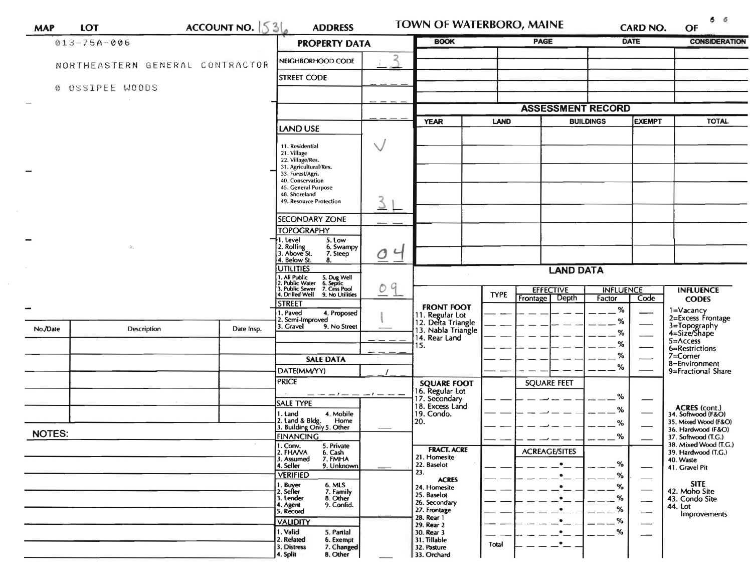MAP | LOT | ACCOUNT NO. 1536 | ADDRESS | TOWN OF WATERBORO, MAINE | CARD NO. | OF

013-75A-006

NORTHEASTERN GENERAL CONTRACTOR

0 OSSIPEE WOODS

## PROPERTY DATA

| Field | Value |
|---|---|
| NEIGHBORHOOD CODE | 13 |
| STREET CODE | ____ |
| | ____ |
| | ____ |
| LAND USE (11. Residential, 21. Village, 22. Village/Res., 31. Agricultural/Res., 33. Forest/Agri., 40. Conservation, 45. General Purpose, 48. Shoreland, 49. Resource Protection) | ✓ 3L |
| SECONDARY ZONE | __ __ |
| TOPOGRAPHY (1. Level, 2. Rolling, 3. Above St., 4. Below St., 5. Low, 6. Swampy, 7. Steep, 8.) | 04 |
| UTILITIES (1. All Public, 2. Public Water, 3. Public Sewer, 4. Drilled Well, 5. Dug Well, 6. Septic, 7. Cess Pool, 9. No Utilities) | 09 |
| STREET (1. Paved, 2. Semi-Improved, 3. Gravel, 4. Proposed, 9. No Street) | 1 |

## SALE DATA

| Field | Value |
|---|---|
| DATE(MM/YY) | __/__ |
| PRICE | ___,___,___ |
| SALE TYPE (1. Land, 2. Land & Bldg., 3. Building Only, 4. Mobile Home, 5. Other) | |
| FINANCING (1. Conv., 2. FHA/VA, 3. Assumed, 4. Seller, 5. Private, 6. Cash, 7. FMHA, 9. Unknown) | |
| VERIFIED (1. Buyer, 2. Seller, 3. Lender, 4. Agent, 5. Record, 6. MLS, 7. Family, 8. Other, 9. Confid.) | |
| VALIDITY (1. Valid, 2. Related, 3. Distress, 4. Split, 5. Partial, 6. Exempt, 7. Changed, 8. Other) | |

| No./Date | Description | Date Insp. |
|---|---|---|
| | | |
| | | |
| | | |
| | | |
| | | |

NOTES:

| BOOK | PAGE | DATE | CONSIDERATION |
|---|---|---|---|
| | | | |
| | | | |
| | | | |
| | | | |
| | | | |

## ASSESSMENT RECORD

| YEAR | LAND | BUILDINGS | EXEMPT | TOTAL |
|---|---|---|---|---|
| | | | | |
| | | | | |
| | | | | |
| | | | | |
| | | | | |
| | | | | |
| | | | | |

## LAND DATA

| | TYPE | EFFECTIVE Frontage | EFFECTIVE Depth | INFLUENCE Factor | INFLUENCE Code |
|---|---|---|---|---|---|
| FRONT FOOT: 11. Regular Lot, 12. Delta Triangle, 13. Nabla Triangle, 14. Rear Land, 15. | | | | % | |
| SQUARE FOOT: 16. Regular Lot, 17. Secondary, 18. Excess Land, 19. Condo., 20. | | SQUARE FEET | | % | |
| FRACT. ACRE: 21. Homesite, 22. Baselot, 23. | | ACREAGE/SITES | | % | |
| ACRES: 24. Homesite, 25. Baselot, 26. Secondary, 27. Frontage, 28. Rear 1, 29. Rear 2, 30. Rear 3, 31. Tillable, 32. Pasture, 33. Orchard | Total | | | % | |

INFLUENCE CODES: 1=Vacancy, 2=Excess Frontage, 3=Topography, 4=Size/Shape, 5=Access, 6=Restrictions, 7=Corner, 8=Environment, 9=Fractional Share

ACRES (cont.): 34. Softwood (F&O), 35. Mixed Wood (F&O), 36. Hardwood (F&O), 37. Softwood (T.G.), 38. Mixed Wood (T.G.), 39. Hardwood (T.G.), 40. Waste, 41. Gravel Pit

SITE: 42. Moho Site, 43. Condo Site, 44. Lot Improvements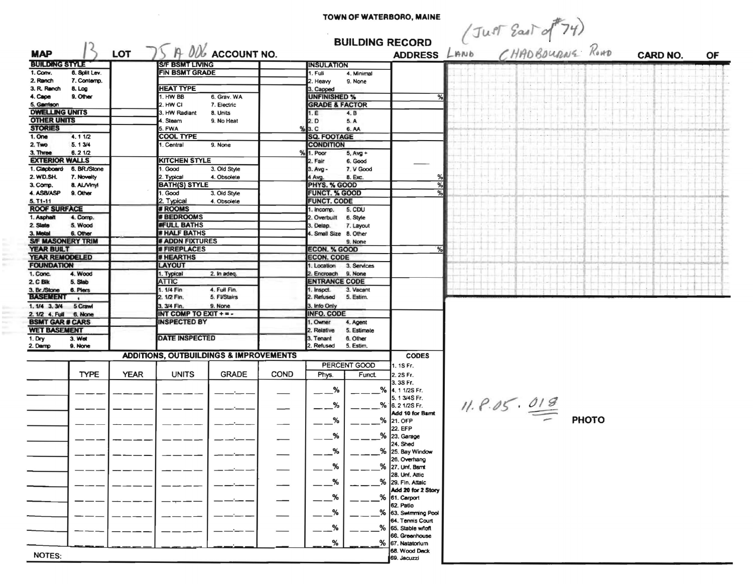TOWN OF WATERBORO, MAINE

# BUILDING RECORD

(Just East of #74)

**MAP** 13 **LOT** 75 A 006 **ACCOUNT NO.** **ADDRESS** LAND CHADBOURNE ROAD **CARD NO.** **OF**

| | | | | | |
|---|---|---|---|---|---|
| **BUILDING STYLE** 1. Conv. 6. Split Lev. 2. Ranch 7. Contemp. 3. R. Ranch 8. Log 4. Cape 9. Other 5. Garrison | | **S/F BSMT LIVING** | | **INSULATION** 1. Full 4. Minimal 2. Heavy 9. None 3. Capped | |
| **DWELLING UNITS** | | **FIN BSMT GRADE** | | **UNFINISHED %** | % |
| **OTHER UNITS** | | **HEAT TYPE** 1. HW BB 6. Grav. WA 2. HW CI 7. Electric 3. HW Radiant 8. Units 4. Steam 9. No Heat 5. FWA | % | **GRADE & FACTOR** 1. E 4. B 2. D 5. A 3. C 6. AA | |
| **STORIES** 1. One 4. 1 1/2 2. Two 5. 1 3/4 3. Three 6. 2 1/2 | | **COOL TYPE** 1. Central 9. None | % | **SQ. FOOTAGE** | |
| **EXTERIOR WALLS** 1. Clapboard 6. BR./Stone 2. WD.SH. 7. Novelty 3. Comp. 8. AL/Vinyl 4. ASB/ASP 9. Other 5. T1-11 | | **KITCHEN STYLE** 1. Good 3. Old Style 2. Typical 4. Obsolete | | **CONDITION** 1. Poor 5. Avg + 2. Fair 6. Good 3. Avg - 7. V Good 4 Avg. 8. Exc. | |
| | | **BATH(S) STYLE** 1. Good 3. Old Style 2. Typical 4. Obsolete | | **PHYS. % GOOD** | % |
| **ROOF SURFACE** 1. Asphalt 4. Comp. 2. Slate 5. Wood 3. Metal 6. Other | | **# ROOMS** | | **FUNCT. % GOOD** | % |
| | | **# BEDROOMS** | | **FUNCT. CODE** 1. Incomp. 5. CDU 2. Overbuilt 6. Style 3. Delap. 7. Layout 4. Small Size 8. Other 9. None | % |
| | | **#FULL BATHS** | | | |
| | | **# HALF BATHS** | | | |
| **S/F MASONERY TRIM** | | **# ADDN FIXTURES** | | | |
| **YEAR BUILT** | | **# FIREPLACES** | | **ECON. % GOOD** | % |
| **YEAR REMODELED** | | **# HEARTHS** | | **ECON. CODE** 1. Location 3. Services 2. Encroach 9. None | |
| **FOUNDATION** 1. Conc. 4. Wood 2. C Blk 5. Slab 3. Br./Stone 6. Piers | | **LAYOUT** 1. Typical 2. In adeq. | | | |
| **BASEMENT** 1. 1/4 3. 3/4 5 Crawl 2. 1/2 4. Full 6. None | | **ATTIC** 1. 1/4 Fin 4. Full Fin. 2. 1/2 Fin. 5. Fl/Stairs 3. 3/4 Fin. 9. None | | **ENTRANCE CODE** 1. Inspct. 3. Vacant 2. Refused 5. Estim. 3. Info Only | |
| **BSMT GAR # CARS** | | **INT COMP TO EXIT + = -** | | **INFO. CODE** 1. Owner 4. Agent 2. Relative 5. Estimate 3. Tenant 6. Other 2. Refused 5. Estim. | |
| **WET BASEMENT** 1. Dry 3. Wet 2. Damp 9. None | | **INSPECTED BY** | | | |
| | | **DATE INSPECTED** | | | |

## ADDITIONS, OUTBUILDINGS & IMPROVEMENTS

| | TYPE | YEAR | UNITS | GRADE | COND | PERCENT GOOD Phys. | PERCENT GOOD Funct. |
|---|---|---|---|---|---|---|---|
| | | | | | | % | % |
| | | | | | | % | % |
| | | | | | | % | % |
| | | | | | | % | % |
| | | | | | | % | % |
| | | | | | | % | % |
| | | | | | | % | % |
| | | | | | | % | % |
| | | | | | | % | % |
| | | | | | | % | % |
| | | | | | | % | % |

**CODES**
1. 1S Fr.
2. 2S Fr.
3. 3S Fr.
4. 1 1/2S Fr.
5. 1 3/4S Fr.
6. 2 1/2S Fr.
Add 10 for Bsmt
21. OFP
22. EFP
23. Garage
24. Shed
25. Bay Window
26. Overhang
27. Unf. Bsmt
28. Unf. Attic
29. Fin. Attaic
Add 20 for 2 Story
61. Carport
62. Patio
63. Swimming Pool
64. Tennis Court
65. Stable w/loft
66. Greenhouse
67. Natatorium
68. Wood Deck
69. Jacuzzi

11.8.05.018

PHOTO

NOTES: